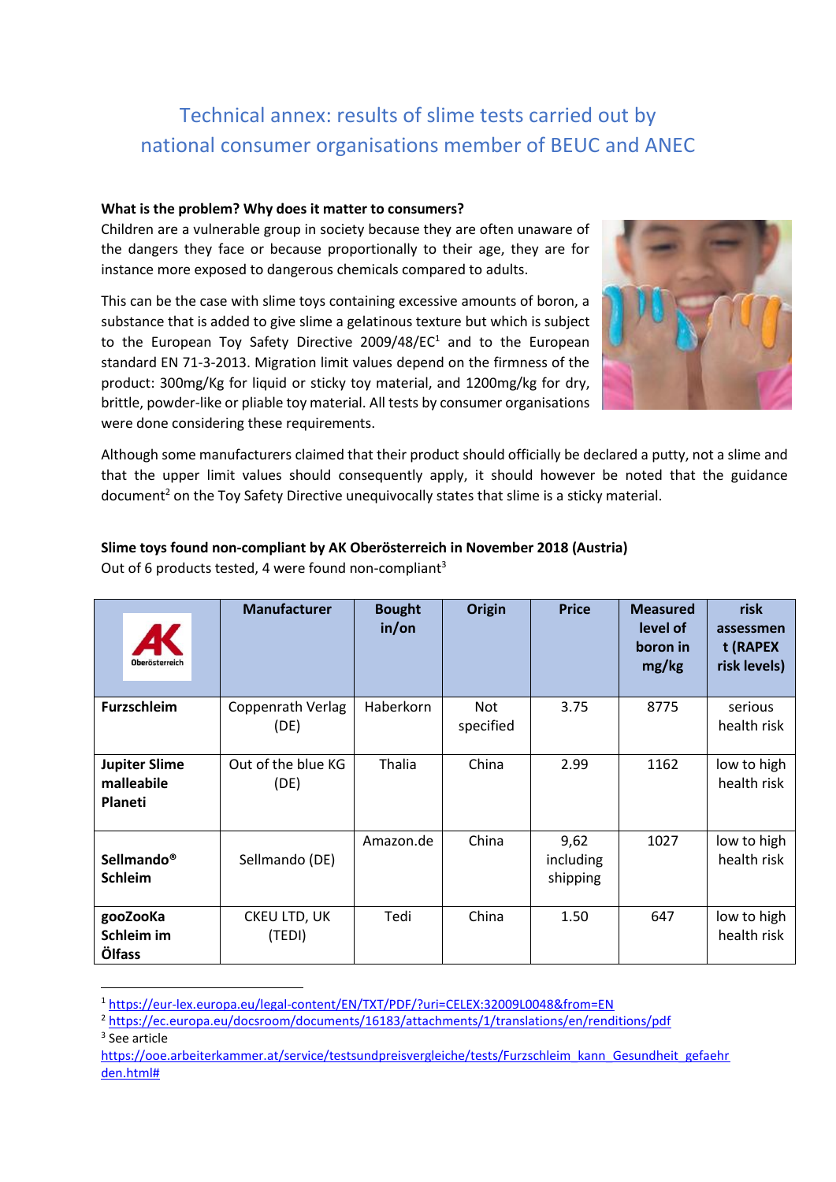# Technical annex: results of slime tests carried out by national consumer organisations member of BEUC and ANEC

**What is the problem? Why does it matter to consumers?**

Children are a vulnerable group in society because they are often unaware of the dangers they face or because proportionally to their age, they are for instance more exposed to dangerous chemicals compared to adults.

This can be the case with slime toys containing excessive amounts of boron, a substance that is added to give slime a gelatinous texture but which is subject to the European Toy Safety Directive 2009/48/EC[1] and to the European standard EN 71-3-2013. Migration limit values depend on the firmness of the product: 300mg/Kg for liquid or sticky toy material, and 1200mg/kg for dry, brittle, powder-like or pliable toy material. All tests by consumer organisations were done considering these requirements.

Although some manufacturers claimed that their product should officially be declared a putty, not a slime and that the upper limit values should consequently apply, it should however be noted that the guidance document[2] on the Toy Safety Directive unequivocally states that slime is a sticky material.

**Slime toys found non-compliant by AK Oberösterreich in November 2018 (Austria)**

Out of 6 products tested, 4 were found non-compliant[3]

| AK Oberösterreich | Manufacturer | Bought in/on | Origin | Price | Measured level of boron in mg/kg | risk assessment (RAPEX risk levels) |
|---|---|---|---|---|---|---|
| **Furzschleim** | Coppenrath Verlag (DE) | Haberkorn | Not specified | 3.75 | 8775 | serious health risk |
| **Jupiter Slime malleabile Planeti** | Out of the blue KG (DE) | Thalia | China | 2.99 | 1162 | low to high health risk |
| **Sellmando® Schleim** | Sellmando (DE) | Amazon.de | China | 9,62 including shipping | 1027 | low to high health risk |
| **gooZooKa Schleim im Ölfass** | CKEU LTD, UK (TEDI) | Tedi | China | 1.50 | 647 | low to high health risk |

[1] https://eur-lex.europa.eu/legal-content/EN/TXT/PDF/?uri=CELEX:32009L0048&from=EN

[2] https://ec.europa.eu/docsroom/documents/16183/attachments/1/translations/en/renditions/pdf

[3] See article https://ooe.arbeiterkammer.at/service/testsundpreisvergleiche/tests/Furzschleim_kann_Gesundheit_gefaehrden.html#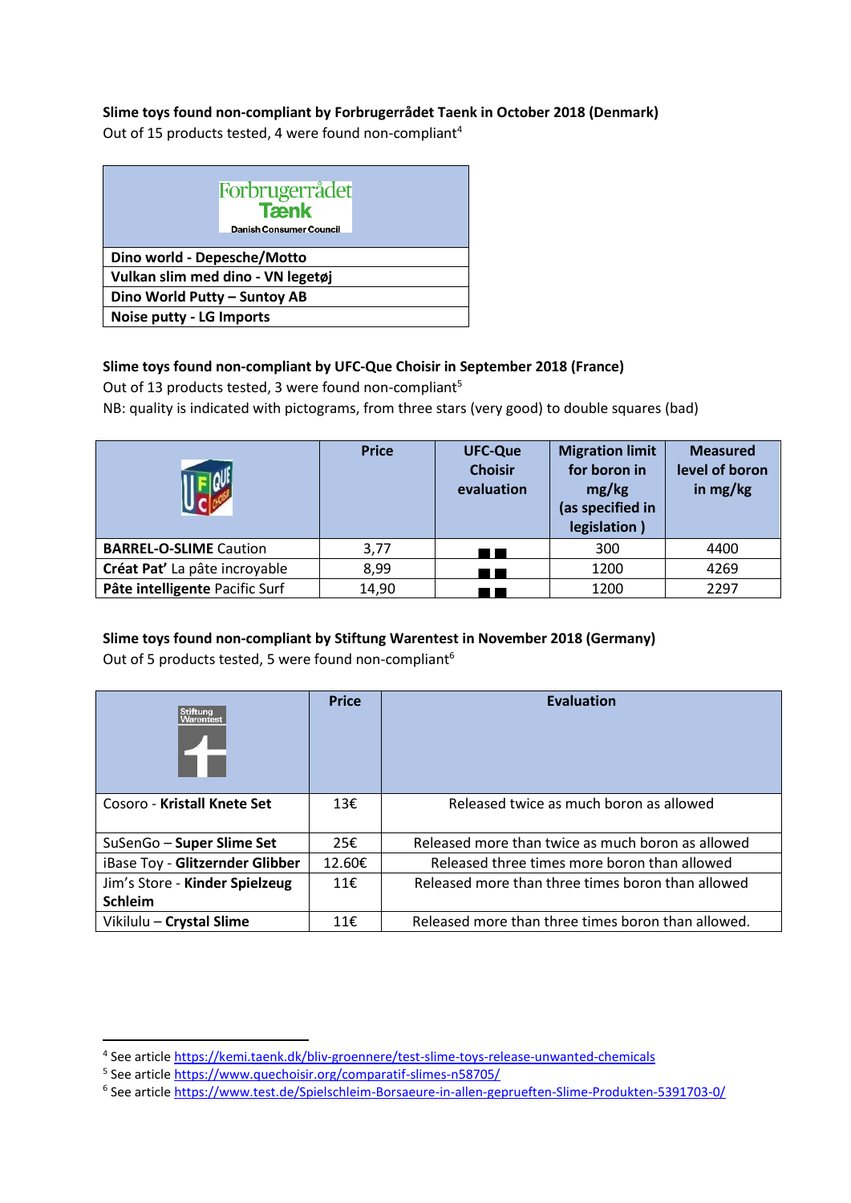**Slime toys found non-compliant by Forbrugerrådet Taenk in October 2018 (Denmark)**

Out of 15 products tested, 4 were found non-compliant[4]

| Forbrugerrådet Tænk Danish Consumer Council |
|---|
| **Dino world - Depesche/Motto** |
| **Vulkan slim med dino - VN legetøj** |
| **Dino World Putty – Suntoy AB** |
| **Noise putty - LG Imports** |

**Slime toys found non-compliant by UFC-Que Choisir in September 2018 (France)**

Out of 13 products tested, 3 were found non-compliant[5]

NB: quality is indicated with pictograms, from three stars (very good) to double squares (bad)

| UFC Que Choisir | Price | UFC-Que Choisir evaluation | Migration limit for boron in mg/kg (as specified in legislation ) | Measured level of boron in mg/kg |
|---|---|---|---|---|
| **BARREL-O-SLIME** Caution | 3,77 | ■■ | 300 | 4400 |
| **Créat Pat'** La pâte incroyable | 8,99 | ■■ | 1200 | 4269 |
| **Pâte intelligente** Pacific Surf | 14,90 | ■■ | 1200 | 2297 |

**Slime toys found non-compliant by Stiftung Warentest in November 2018 (Germany)**

Out of 5 products tested, 5 were found non-compliant[6]

| Stiftung Warentest | Price | Evaluation |
|---|---|---|
| Cosoro - **Kristall Knete Set** | 13€ | Released twice as much boron as allowed |
| SuSenGo – **Super Slime Set** | 25€ | Released more than twice as much boron as allowed |
| iBase Toy - **Glitzernder Glibber** | 12.60€ | Released three times more boron than allowed |
| Jim's Store - **Kinder Spielzeug Schleim** | 11€ | Released more than three times boron than allowed |
| Vikilulu – **Crystal Slime** | 11€ | Released more than three times boron than allowed. |

[4] See article https://kemi.taenk.dk/bliv-groennere/test-slime-toys-release-unwanted-chemicals

[5] See article https://www.quechoisir.org/comparatif-slimes-n58705/

[6] See article https://www.test.de/Spielschleim-Borsaeure-in-allen-geprueften-Slime-Produkten-5391703-0/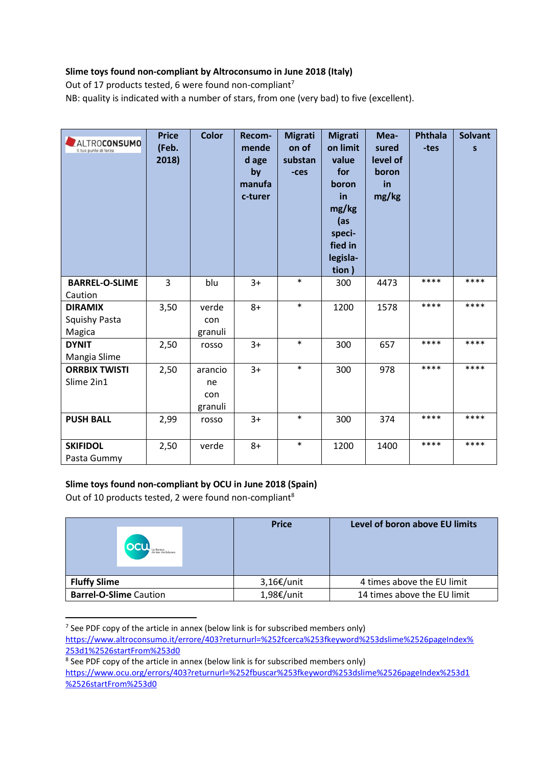**Slime toys found non-compliant by Altroconsumo in June 2018 (Italy)**

Out of 17 products tested, 6 were found non-compliant[7]

NB: quality is indicated with a number of stars, from one (very bad) to five (excellent).

| ALTROCONSUMO | Price (Feb. 2018) | Color | Recommended age by manufac-turer | Migration of substances | Migration limit value for boron in mg/kg (as speci-fied in legisla-tion ) | Mea-sured level of boron in mg/kg | Phthala-tes | Solvants |
|---|---|---|---|---|---|---|---|---|
| **BARREL-O-SLIME** Caution | 3 | blu | 3+ | * | 300 | 4473 | **** | **** |
| **DIRAMIX** Squishy Pasta Magica | 3,50 | verde con granuli | 8+ | * | 1200 | 1578 | **** | **** |
| **DYNIT** Mangia Slime | 2,50 | rosso | 3+ | * | 300 | 657 | **** | **** |
| **ORRBIX TWISTI** Slime 2in1 | 2,50 | arancione con granuli | 3+ | * | 300 | 978 | **** | **** |
| **PUSH BALL** | 2,99 | rosso | 3+ | * | 300 | 374 | **** | **** |
| **SKIFIDOL** Pasta Gummy | 2,50 | verde | 8+ | * | 1200 | 1400 | **** | **** |

**Slime toys found non-compliant by OCU in June 2018 (Spain)**

Out of 10 products tested, 2 were found non-compliant[8]

| OCU | Price | Level of boron above EU limits |
|---|---|---|
| **Fluffy Slime** | 3,16€/unit | 4 times above the EU limit |
| **Barrel-O-Slime** Caution | 1,98€/unit | 14 times above the EU limit |

[7] See PDF copy of the article in annex (below link is for subscribed members only) https://www.altroconsumo.it/errore/403?returnurl=%252fcerca%253fkeyword%253dslime%2526pageIndex%253d1%2526startFrom%253d0

[8] See PDF copy of the article in annex (below link is for subscribed members only) https://www.ocu.org/errors/403?returnurl=%252fbuscar%253fkeyword%253dslime%2526pageIndex%253d1%2526startFrom%253d0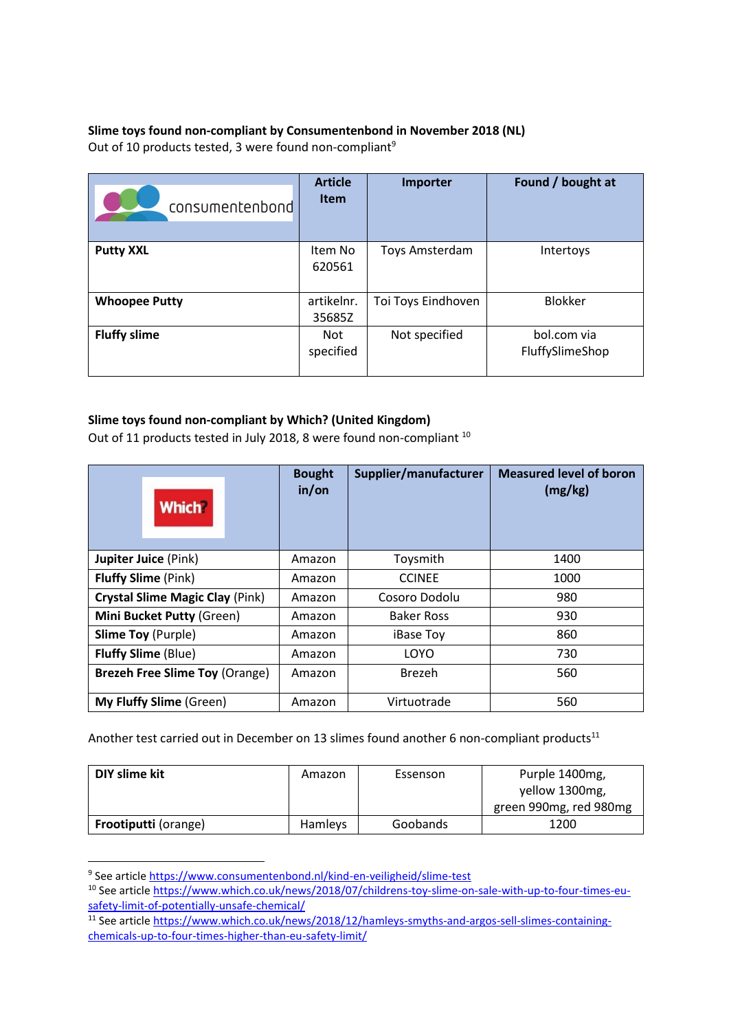**Slime toys found non-compliant by Consumentenbond in November 2018 (NL)**
Out of 10 products tested, 3 were found non-compliant[9]

| consumentenbond | Article Item | Importer | Found / bought at |
|---|---|---|---|
| **Putty XXL** | Item No 620561 | Toys Amsterdam | Intertoys |
| **Whoopee Putty** | artikelnr. 35685Z | Toi Toys Eindhoven | Blokker |
| **Fluffy slime** | Not specified | Not specified | bol.com via FluffySlimeShop |

**Slime toys found non-compliant by Which? (United Kingdom)**
Out of 11 products tested in July 2018, 8 were found non-compliant [10]

| Which? | Bought in/on | Supplier/manufacturer | Measured level of boron (mg/kg) |
|---|---|---|---|
| **Jupiter Juice** (Pink) | Amazon | Toysmith | 1400 |
| **Fluffy Slime** (Pink) | Amazon | CCINEE | 1000 |
| **Crystal Slime Magic Clay** (Pink) | Amazon | Cosoro Dodolu | 980 |
| **Mini Bucket Putty** (Green) | Amazon | Baker Ross | 930 |
| **Slime Toy** (Purple) | Amazon | iBase Toy | 860 |
| **Fluffy Slime** (Blue) | Amazon | LOYO | 730 |
| **Brezeh Free Slime Toy** (Orange) | Amazon | Brezeh | 560 |
| **My Fluffy Slime** (Green) | Amazon | Virtuotrade | 560 |

Another test carried out in December on 13 slimes found another 6 non-compliant products[11]

| | | | |
|---|---|---|---|
| **DIY slime kit** | Amazon | Essenson | Purple 1400mg, yellow 1300mg, green 990mg, red 980mg |
| **Frootiputti** (orange) | Hamleys | Goobands | 1200 |

[9] See article https://www.consumentenbond.nl/kind-en-veiligheid/slime-test

[10] See article https://www.which.co.uk/news/2018/07/childrens-toy-slime-on-sale-with-up-to-four-times-eu-safety-limit-of-potentially-unsafe-chemical/

[11] See article https://www.which.co.uk/news/2018/12/hamleys-smyths-and-argos-sell-slimes-containing-chemicals-up-to-four-times-higher-than-eu-safety-limit/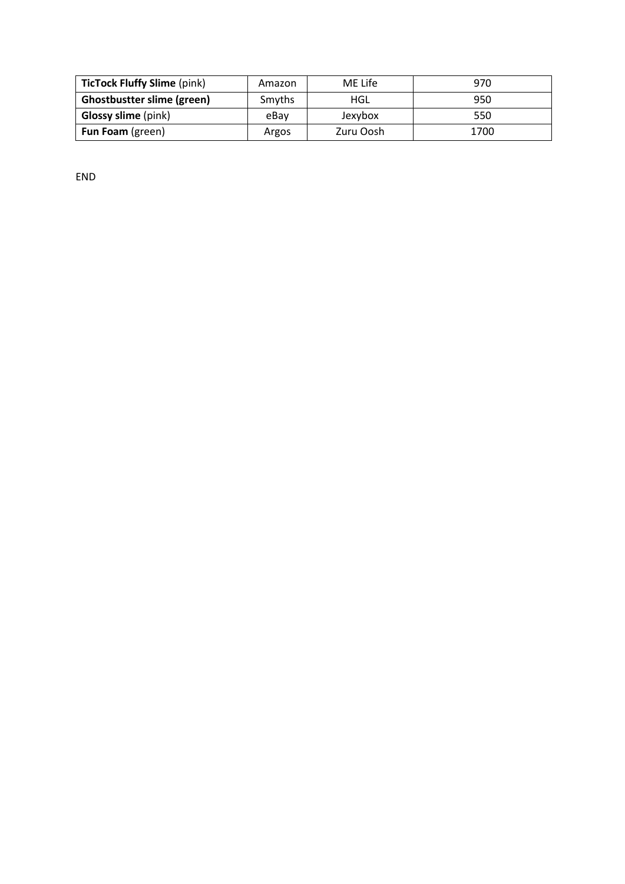| | | | |
|---|---|---|---|
| **TicTock Fluffy Slime** (pink) | Amazon | ME Life | 970 |
| **Ghostbustter slime (green)** | Smyths | HGL | 950 |
| **Glossy slime** (pink) | eBay | Jexybox | 550 |
| **Fun Foam** (green) | Argos | Zuru Oosh | 1700 |

END